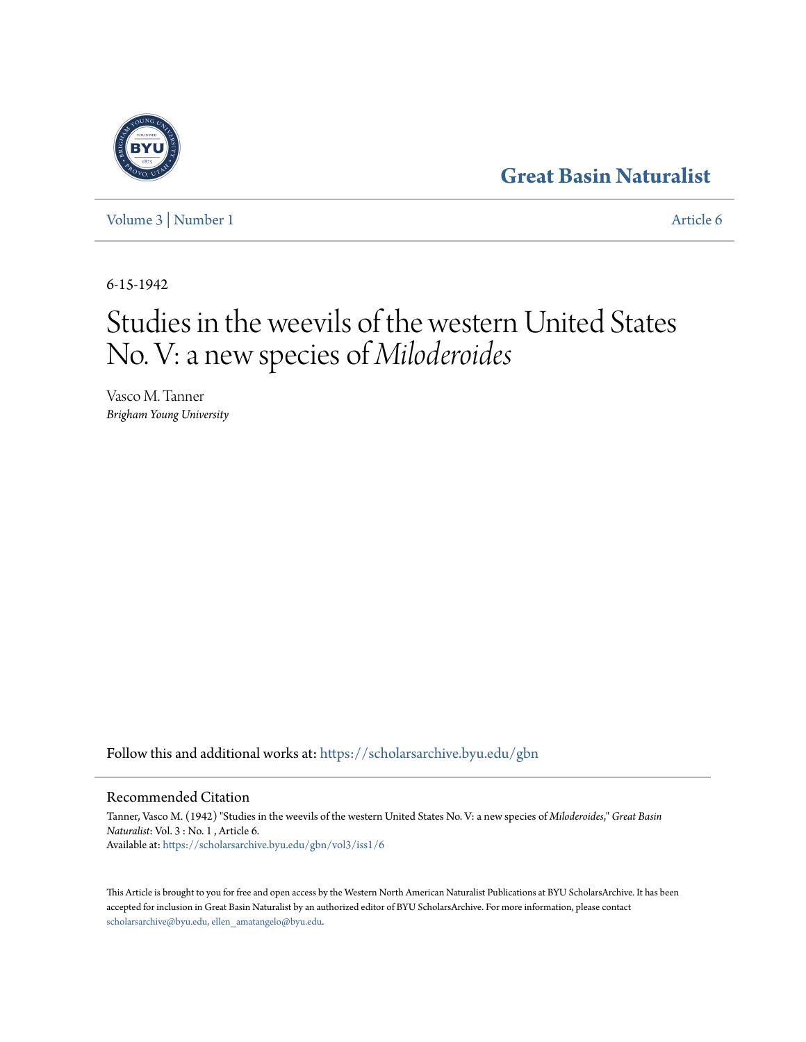Great Basin Naturalist

Volume 3 | Number 1 Article 6

6-15-1942

# Studies in the weevils of the western United States No. V: a new species of *Miloderoides*

Vasco M. Tanner
*Brigham Young University*

Follow this and additional works at: https://scholarsarchive.byu.edu/gbn

## Recommended Citation

Tanner, Vasco M. (1942) "Studies in the weevils of the western United States No. V: a new species of *Miloderoides*," *Great Basin Naturalist*: Vol. 3 : No. 1 , Article 6.
Available at: https://scholarsarchive.byu.edu/gbn/vol3/iss1/6

This Article is brought to you for free and open access by the Western North American Naturalist Publications at BYU ScholarsArchive. It has been accepted for inclusion in Great Basin Naturalist by an authorized editor of BYU ScholarsArchive. For more information, please contact scholarsarchive@byu.edu, ellen_amatangelo@byu.edu.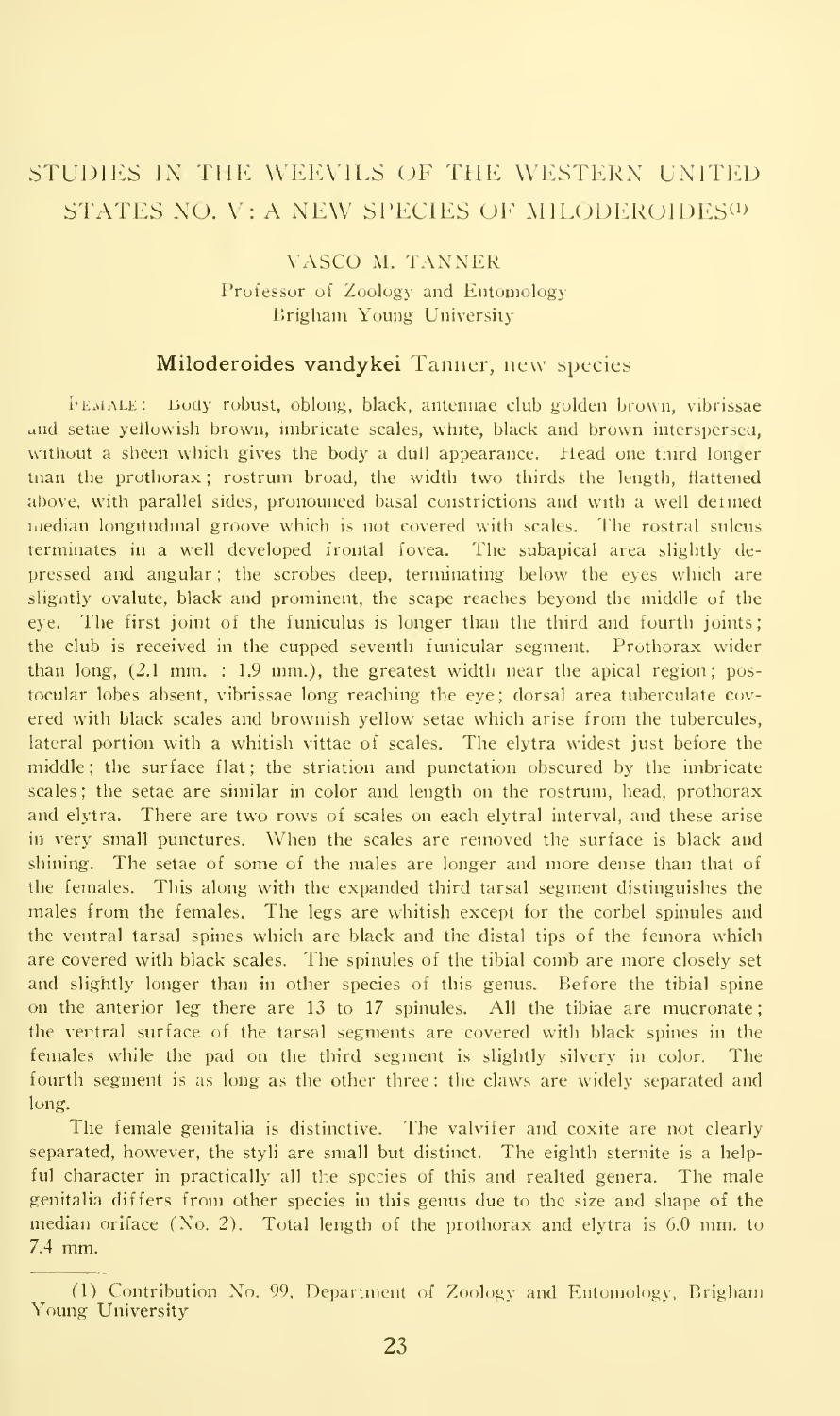# STUDIES IN THE WEEVILS OF THE WESTERN UNITED STATES NO. V: A NEW SPECIES OF MILODEROIDES[1]

VASCO M. TANNER
Professor of Zoology and Entomology
Brigham Young University

## Miloderoides vandykei Tanner, new species

FEMALE: Body robust, oblong, black, antennae club golden brown, vibrissae and setae yellowish brown, imbricate scales, white, black and brown interspersed, without a sheen which gives the body a dull appearance. Head one third longer than the prothorax; rostrum broad, the width two thirds the length, flattened above, with parallel sides, pronounced basal constrictions and with a well defined median longitudinal groove which is not covered with scales. The rostral sulcus terminates in a well developed frontal fovea. The subapical area slightly depressed and angular; the scrobes deep, terminating below the eyes which are slightly ovalute, black and prominent, the scape reaches beyond the middle of the eye. The first joint of the funiculus is longer than the third and fourth joints; the club is received in the cupped seventh funicular segment. Prothorax wider than long, (2.1 mm. : 1.9 mm.), the greatest width near the apical region; postocular lobes absent, vibrissae long reaching the eye; dorsal area tuberculate covered with black scales and brownish yellow setae which arise from the tubercules, lateral portion with a whitish vittae of scales. The elytra widest just before the middle; the surface flat; the striation and punctation obscured by the imbricate scales; the setae are similar in color and length on the rostrum, head, prothorax and elytra. There are two rows of scales on each elytral interval, and these arise in very small punctures. When the scales are removed the surface is black and shining. The setae of some of the males are longer and more dense than that of the females. This along with the expanded third tarsal segment distinguishes the males from the females. The legs are whitish except for the corbel spinules and the ventral tarsal spines which are black and the distal tips of the femora which are covered with black scales. The spinules of the tibial comb are more closely set and slightly longer than in other species of this genus. Before the tibial spine on the anterior leg there are 13 to 17 spinules. All the tibiae are mucronate; the ventral surface of the tarsal segments are covered with black spines in the females while the pad on the third segment is slightly silvery in color. The fourth segment is as long as the other three; the claws are widely separated and long.

The female genitalia is distinctive. The valvifer and coxite are not clearly separated, however, the styli are small but distinct. The eighth sternite is a helpful character in practically all the species of this and realted genera. The male genitalia differs from other species in this genus due to the size and shape of the median oriface (No. 2). Total length of the prothorax and elytra is 6.0 mm. to 7.4 mm.

---

[1] Contribution No. 99, Department of Zoology and Entomology, Brigham Young University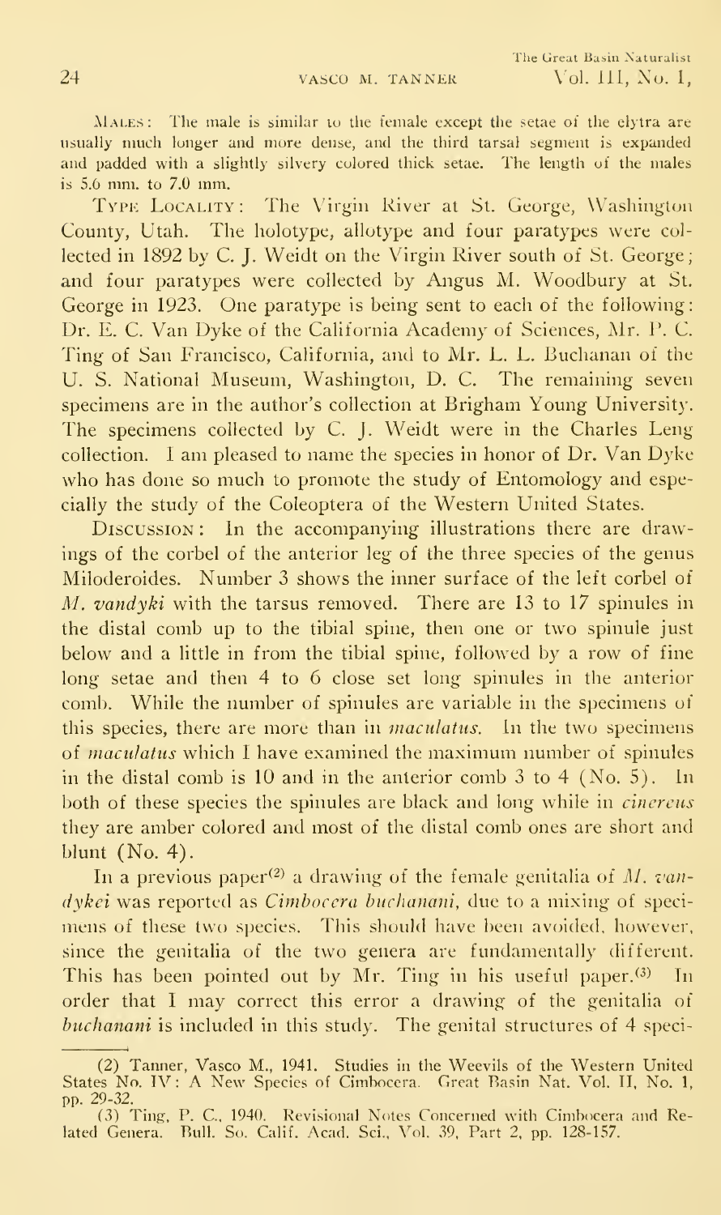MALES: The male is similar to the female except the setae of the elytra are usually much longer and more dense, and the third tarsal segment is expanded and padded with a slightly silvery colored thick setae. The length of the males is 5.6 mm. to 7.0 mm.

TYPE LOCALITY: The Virgin River at St. George, Washington County, Utah. The holotype, allotype and four paratypes were collected in 1892 by C. J. Weidt on the Virgin River south of St. George; and four paratypes were collected by Angus M. Woodbury at St. George in 1923. One paratype is being sent to each of the following: Dr. E. C. Van Dyke of the California Academy of Sciences, Mr. P. C. Ting of San Francisco, California, and to Mr. L. L. Buchanan of the U. S. National Museum, Washington, D. C. The remaining seven specimens are in the author's collection at Brigham Young University. The specimens collected by C. J. Weidt were in the Charles Leng collection. I am pleased to name the species in honor of Dr. Van Dyke who has done so much to promote the study of Entomology and especially the study of the Coleoptera of the Western United States.

DISCUSSION: In the accompanying illustrations there are drawings of the corbel of the anterior leg of the three species of the genus Miloderoides. Number 3 shows the inner surface of the left corbel of *M. vandyki* with the tarsus removed. There are 13 to 17 spinules in the distal comb up to the tibial spine, then one or two spinule just below and a little in from the tibial spine, followed by a row of fine long setae and then 4 to 6 close set long spinules in the anterior comb. While the number of spinules are variable in the specimens of this species, there are more than in *maculatus*. In the two specimens of *maculatus* which I have examined the maximum number of spinules in the distal comb is 10 and in the anterior comb 3 to 4 (No. 5). In both of these species the spinules are black and long while in *cinereus* they are amber colored and most of the distal comb ones are short and blunt (No. 4).

In a previous paper[2] a drawing of the female genitalia of *M. vandykei* was reported as *Cimbocera buchanani*, due to a mixing of specimens of these two species. This should have been avoided, however, since the genitalia of the two genera are fundamentally different. This has been pointed out by Mr. Ting in his useful paper.[3] In order that I may correct this error a drawing of the genitalia of *buchanani* is included in this study. The genital structures of 4 speci-

(2) Tanner, Vasco M., 1941. Studies in the Weevils of the Western United States No. IV: A New Species of Cimbocera. Great Basin Nat. Vol. II, No. 1, pp. 29-32.

(3) Ting, P. C., 1940. Revisional Notes Concerned with Cimbocera and Related Genera. Bull. So. Calif. Acad. Sci., Vol. 39, Part 2, pp. 128-157.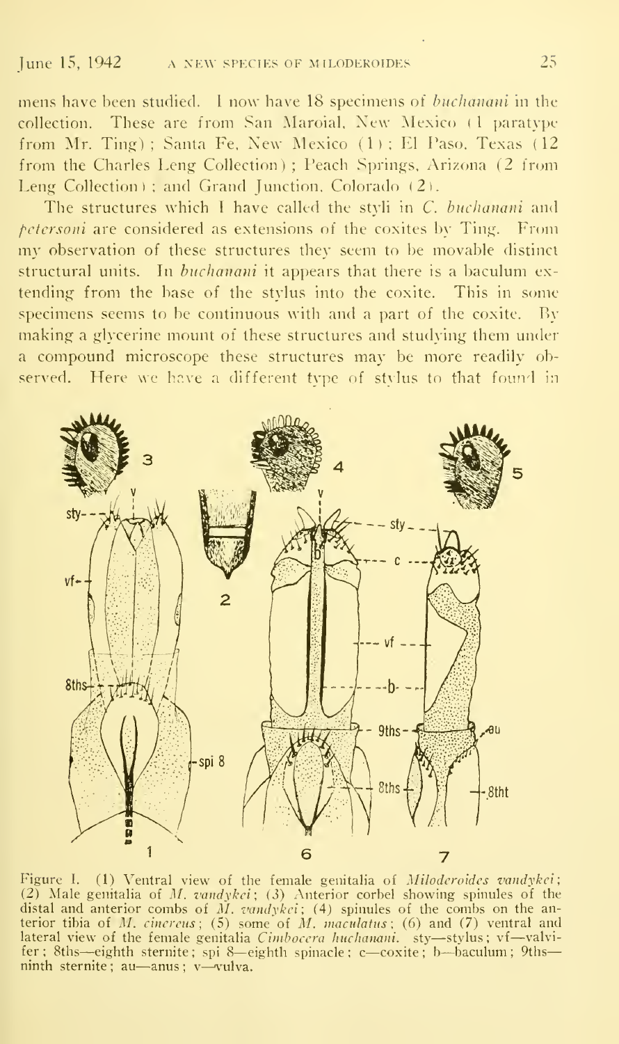mens have been studied. I now have 18 specimens of *buchanani* in the collection. These are from San Maroial, New Mexico (1 paratype from Mr. Ting); Santa Fe, New Mexico (1); El Paso, Texas (12 from the Charles Leng Collection); Peach Springs, Arizona (2 from Leng Collection); and Grand Junction, Colorado (2).

The structures which I have called the styli in *C. buchanani* and *petersoni* are considered as extensions of the coxites by Ting. From my observation of these structures they seem to be movable distinct structural units. In *buchanani* it appears that there is a baculum extending from the base of the stylus into the coxite. This in some specimens seems to be continuous with and a part of the coxite. By making a glycerine mount of these structures and studying them under a compound microscope these structures may be more readily observed. Here we have a different type of stylus to that found in

Figure I. (1) Ventral view of the female genitalia of *Miloderoides vandykei*; (2) Male genitalia of *M. vandykei*; (3) Anterior corbel showing spinules of the distal and anterior combs of *M. vandykei*; (4) spinules of the combs on the anterior tibia of *M. cinereus*; (5) some of *M. maculatus*; (6) and (7) ventral and lateral view of the female genitalia *Cimbocera buchanani*. sty—stylus; vf—valvifer; 8ths—eighth sternite; spi 8—eighth spinacle; c—coxite; b—baculum; 9ths—ninth sternite; au—anus; v—vulva.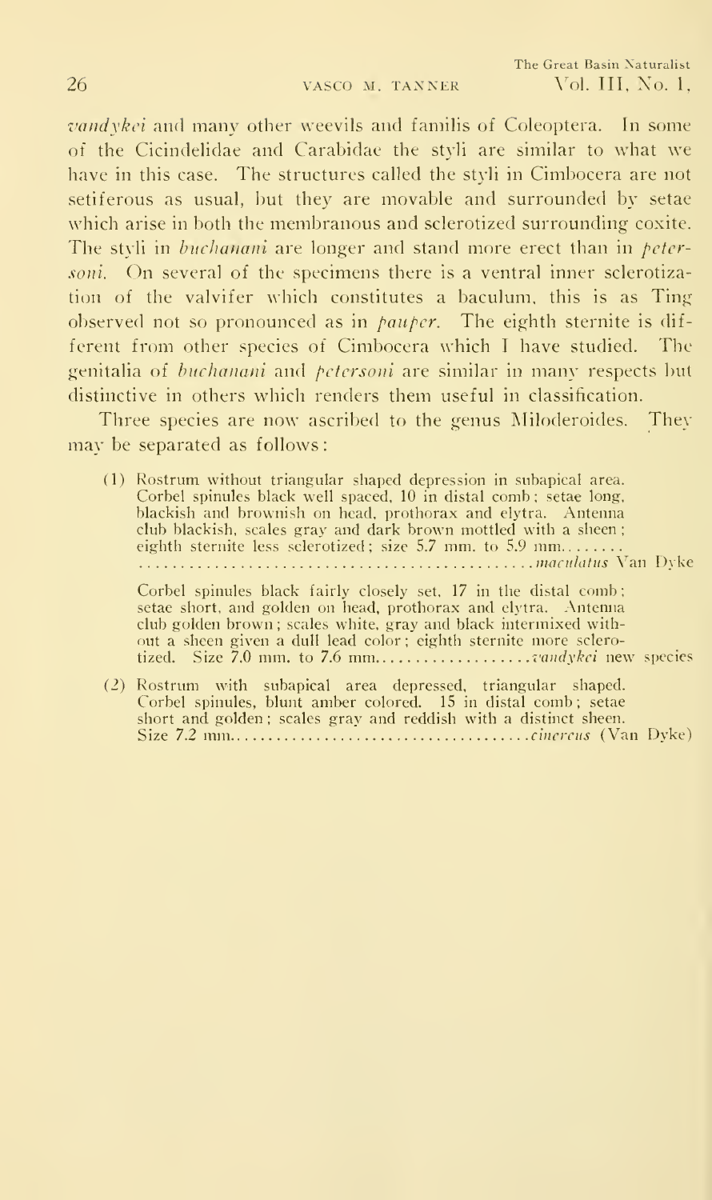*vandykei* and many other weevils and familis of Coleoptera. In some of the Cicindelidae and Carabidae the styli are similar to what we have in this case. The structures called the styli in Cimbocera are not setiferous as usual, but they are movable and surrounded by setae which arise in both the membranous and sclerotized surrounding coxite. The styli in *buchanani* are longer and stand more erect than in *petersoni*. On several of the specimens there is a ventral inner sclerotization of the valvifer which constitutes a baculum, this is as Ting observed not so pronounced as in *pauper*. The eighth sternite is different from other species of Cimbocera which I have studied. The genitalia of *buchanani* and *petersoni* are similar in many respects but distinctive in others which renders them useful in classification.

Three species are now ascribed to the genus Miloderoides. They may be separated as follows:

(1) Rostrum without triangular shaped depression in subapical area. Corbel spinules black well spaced, 10 in distal comb; setae long, blackish and brownish on head, prothorax and elytra. Antenna club blackish, scales gray and dark brown mottled with a sheen; eighth sternite less sclerotized; size 5.7 mm. to 5.9 mm. ........ .............................................. *maculatus* Van Dyke

Corbel spinules black fairly closely set, 17 in the distal comb; setae short, and golden on head, prothorax and elytra. Antenna club golden brown; scales white, gray and black intermixed without a sheen given a dull lead color; eighth sternite more sclerotized. Size 7.0 mm. to 7.6 mm. .................... *vandykei* new species

(2) Rostrum with subapical area depressed, triangular shaped. Corbel spinules, blunt amber colored. 15 in distal comb; setae short and golden; scales gray and reddish with a distinct sheen. Size 7.2 mm. ...................................... *cinereus* (Van Dyke)